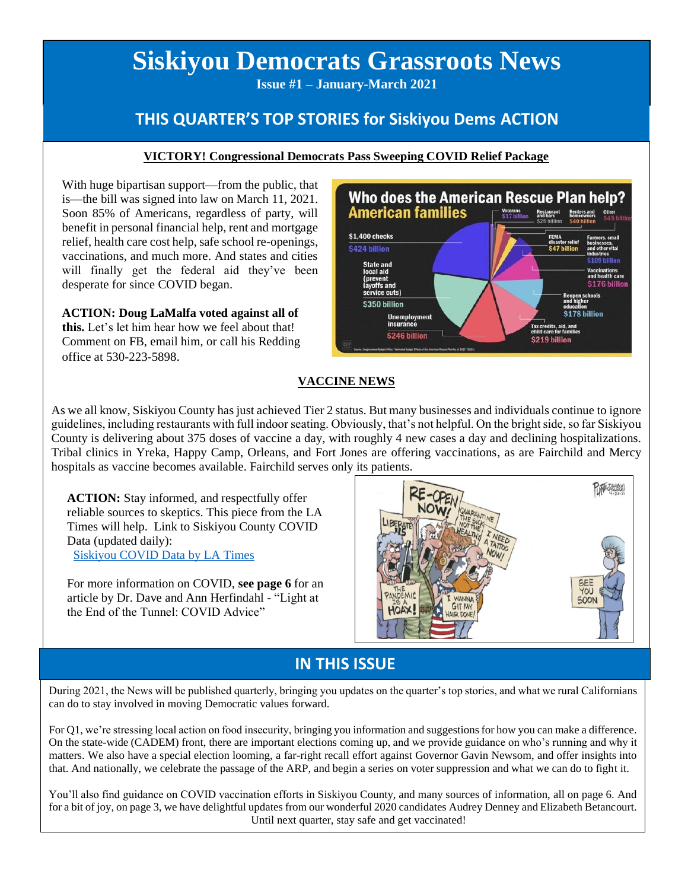# Siskiyou Democrats Grassroots News

**Issue #1 – January-March 2021**

## THIS QUARTER'S TOP STORIES for Siskiyou Dems ACTION

### VICTORY! Congressional Democrats Pass Sweeping COVID Relief Package

With huge bipartisan support—from the public, that is—the bill was signed into law on March 11, 2021. Soon 85% of Americans, regardless of party, will benefit in personal financial help, rent and mortgage relief, health care cost help, safe school re-openings, vaccinations, and much more. And states and cities will finally get the federal aid they've been desperate for since COVID began.

**ACTION: Doug LaMalfa voted against all of this.** Let's let him hear how we feel about that! Comment on FB, email him, or call his Redding office at 530-223-5898.

### VACCINE NEWS

As we all know, Siskiyou County has just achieved Tier 2 status. But many businesses and individuals continue to ignore guidelines, including restaurants with full indoor seating. Obviously, that's not helpful. On the bright side, so far Siskiyou County is delivering about 375 doses of vaccine a day, with roughly 4 new cases a day and declining hospitalizations. Tribal clinics in Yreka, Happy Camp, Orleans, and Fort Jones are offering vaccinations, as are Fairchild and Mercy hospitals as vaccine becomes available. Fairchild serves only its patients.

**ACTION:** Stay informed, and respectfully offer reliable sources to skeptics. This piece from the LA Times will help. Link to Siskiyou County COVID Data (updated daily):
[Siskiyou COVID Data by LA Times]

For more information on COVID, **see page 6** for an article by Dr. Dave and Ann Herfindahl - "Light at the End of the Tunnel: COVID Advice"

## IN THIS ISSUE

During 2021, the News will be published quarterly, bringing you updates on the quarter's top stories, and what we rural Californians can do to stay involved in moving Democratic values forward.

For Q1, we're stressing local action on food insecurity, bringing you information and suggestions for how you can make a difference. On the state-wide (CADEM) front, there are important elections coming up, and we provide guidance on who's running and why it matters. We also have a special election looming, a far-right recall effort against Governor Gavin Newsom, and offer insights into that. And nationally, we celebrate the passage of the ARP, and begin a series on voter suppression and what we can do to fight it.

You'll also find guidance on COVID vaccination efforts in Siskiyou County, and many sources of information, all on page 6. And for a bit of joy, on page 3, we have delightful updates from our wonderful 2020 candidates Audrey Denney and Elizabeth Betancourt.

Until next quarter, stay safe and get vaccinated!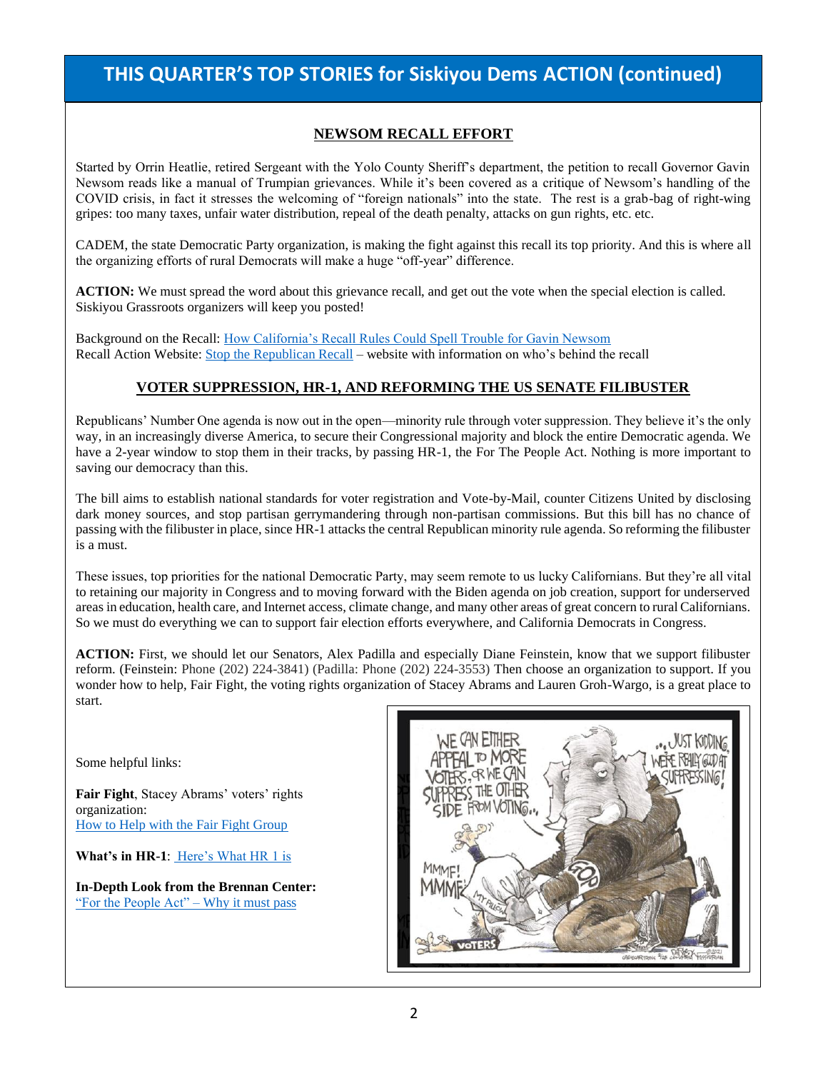## THIS QUARTER'S TOP STORIES for Siskiyou Dems ACTION (continued)

### NEWSOM RECALL EFFORT

Started by Orrin Heatlie, retired Sergeant with the Yolo County Sheriff's department, the petition to recall Governor Gavin Newsom reads like a manual of Trumpian grievances. While it's been covered as a critique of Newsom's handling of the COVID crisis, in fact it stresses the welcoming of "foreign nationals" into the state. The rest is a grab-bag of right-wing gripes: too many taxes, unfair water distribution, repeal of the death penalty, attacks on gun rights, etc. etc.

CADEM, the state Democratic Party organization, is making the fight against this recall its top priority. And this is where all the organizing efforts of rural Democrats will make a huge "off-year" difference.

**ACTION:** We must spread the word about this grievance recall, and get out the vote when the special election is called. Siskiyou Grassroots organizers will keep you posted!

Background on the Recall: How California's Recall Rules Could Spell Trouble for Gavin Newsom
Recall Action Website: Stop the Republican Recall – website with information on who's behind the recall

### VOTER SUPPRESSION, HR-1, AND REFORMING THE US SENATE FILIBUSTER

Republicans' Number One agenda is now out in the open—minority rule through voter suppression. They believe it's the only way, in an increasingly diverse America, to secure their Congressional majority and block the entire Democratic agenda. We have a 2-year window to stop them in their tracks, by passing HR-1, the For The People Act. Nothing is more important to saving our democracy than this.

The bill aims to establish national standards for voter registration and Vote-by-Mail, counter Citizens United by disclosing dark money sources, and stop partisan gerrymandering through non-partisan commissions. But this bill has no chance of passing with the filibuster in place, since HR-1 attacks the central Republican minority rule agenda. So reforming the filibuster is a must.

These issues, top priorities for the national Democratic Party, may seem remote to us lucky Californians. But they're all vital to retaining our majority in Congress and to moving forward with the Biden agenda on job creation, support for underserved areas in education, health care, and Internet access, climate change, and many other areas of great concern to rural Californians. So we must do everything we can to support fair election efforts everywhere, and California Democrats in Congress.

**ACTION:** First, we should let our Senators, Alex Padilla and especially Diane Feinstein, know that we support filibuster reform. (Feinstein: Phone (202) 224-3841) (Padilla: Phone (202) 224-3553) Then choose an organization to support. If you wonder how to help, Fair Fight, the voting rights organization of Stacey Abrams and Lauren Groh-Wargo, is a great place to start.

Some helpful links:

**Fair Fight**, Stacey Abrams' voters' rights organization:
How to Help with the Fair Fight Group

**What's in HR-1**: Here's What HR 1 is

**In-Depth Look from the Brennan Center:**
"For the People Act" – Why it must pass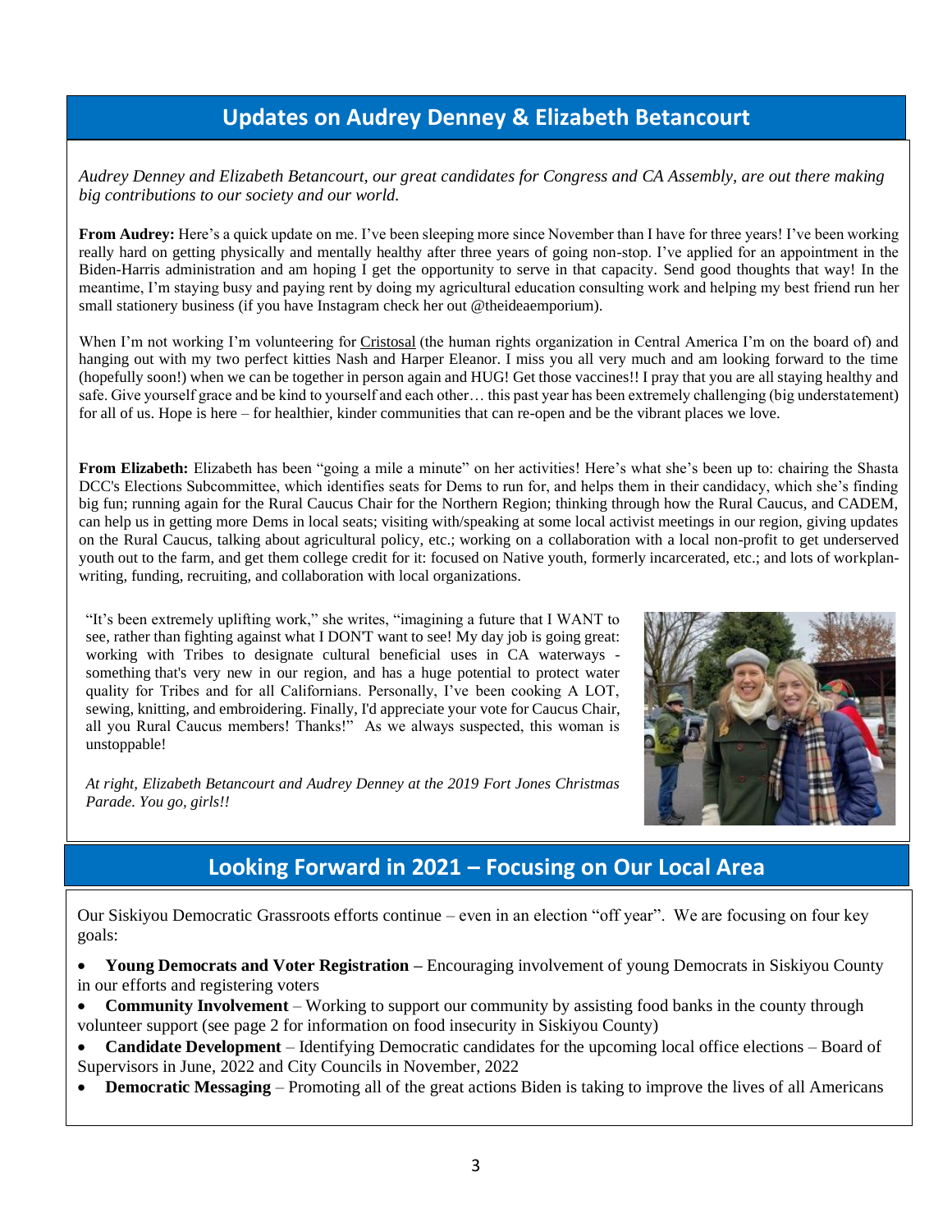## Updates on Audrey Denney & Elizabeth Betancourt

*Audrey Denney and Elizabeth Betancourt, our great candidates for Congress and CA Assembly, are out there making big contributions to our society and our world.*

**From Audrey:** Here's a quick update on me. I've been sleeping more since November than I have for three years! I've been working really hard on getting physically and mentally healthy after three years of going non-stop. I've applied for an appointment in the Biden-Harris administration and am hoping I get the opportunity to serve in that capacity. Send good thoughts that way! In the meantime, I'm staying busy and paying rent by doing my agricultural education consulting work and helping my best friend run her small stationery business (if you have Instagram check her out @theideaemporium).

When I'm not working I'm volunteering for Cristosal (the human rights organization in Central America I'm on the board of) and hanging out with my two perfect kitties Nash and Harper Eleanor. I miss you all very much and am looking forward to the time (hopefully soon!) when we can be together in person again and HUG! Get those vaccines!! I pray that you are all staying healthy and safe. Give yourself grace and be kind to yourself and each other… this past year has been extremely challenging (big understatement) for all of us. Hope is here – for healthier, kinder communities that can re-open and be the vibrant places we love.

**From Elizabeth:** Elizabeth has been "going a mile a minute" on her activities! Here's what she's been up to: chairing the Shasta DCC's Elections Subcommittee, which identifies seats for Dems to run for, and helps them in their candidacy, which she's finding big fun; running again for the Rural Caucus Chair for the Northern Region; thinking through how the Rural Caucus, and CADEM, can help us in getting more Dems in local seats; visiting with/speaking at some local activist meetings in our region, giving updates on the Rural Caucus, talking about agricultural policy, etc.; working on a collaboration with a local non-profit to get underserved youth out to the farm, and get them college credit for it: focused on Native youth, formerly incarcerated, etc.; and lots of workplan-writing, funding, recruiting, and collaboration with local organizations.

"It's been extremely uplifting work," she writes, "imagining a future that I WANT to see, rather than fighting against what I DON'T want to see! My day job is going great: working with Tribes to designate cultural beneficial uses in CA waterways - something that's very new in our region, and has a huge potential to protect water quality for Tribes and for all Californians. Personally, I've been cooking A LOT, sewing, knitting, and embroidering. Finally, I'd appreciate your vote for Caucus Chair, all you Rural Caucus members! Thanks!" As we always suspected, this woman is unstoppable!

*At right, Elizabeth Betancourt and Audrey Denney at the 2019 Fort Jones Christmas Parade. You go, girls!!*

## Looking Forward in 2021 – Focusing on Our Local Area

Our Siskiyou Democratic Grassroots efforts continue – even in an election "off year". We are focusing on four key goals:

- **Young Democrats and Voter Registration –** Encouraging involvement of young Democrats in Siskiyou County in our efforts and registering voters
- **Community Involvement** – Working to support our community by assisting food banks in the county through volunteer support (see page 2 for information on food insecurity in Siskiyou County)
- **Candidate Development** – Identifying Democratic candidates for the upcoming local office elections – Board of Supervisors in June, 2022 and City Councils in November, 2022
- **Democratic Messaging** – Promoting all of the great actions Biden is taking to improve the lives of all Americans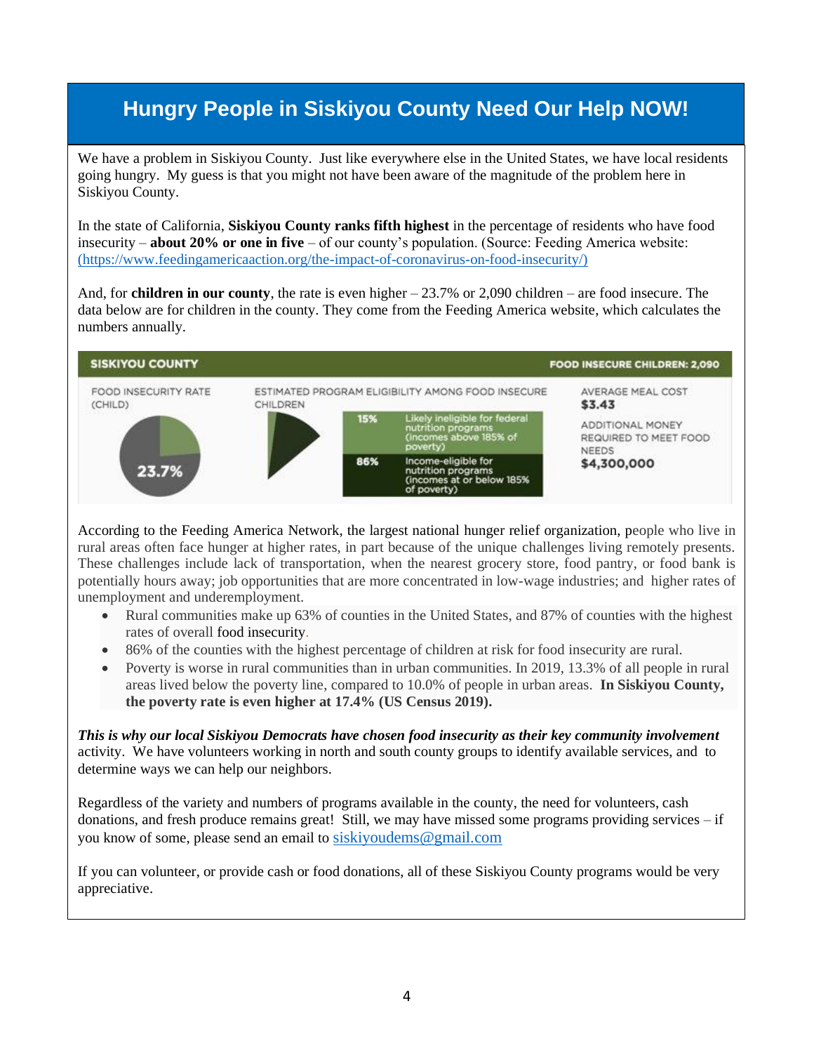## Hungry People in Siskiyou County Need Our Help NOW!

We have a problem in Siskiyou County. Just like everywhere else in the United States, we have local residents going hungry. My guess is that you might not have been aware of the magnitude of the problem here in Siskiyou County.

In the state of California, **Siskiyou County ranks fifth highest** in the percentage of residents who have food insecurity – **about 20% or one in five** – of our county's population. (Source: Feeding America website: (https://www.feedingamericaaction.org/the-impact-of-coronavirus-on-food-insecurity/)

And, for **children in our county**, the rate is even higher – 23.7% or 2,090 children – are food insecure. The data below are for children in the county. They come from the Feeding America website, which calculates the numbers annually.

**SISKIYOU COUNTY** — **FOOD INSECURE CHILDREN: 2,090**

| FOOD INSECURITY RATE (CHILD) | ESTIMATED PROGRAM ELIGIBILITY AMONG FOOD INSECURE CHILDREN | | AVERAGE MEAL COST |
|---|---|---|---|
| 23.7% | 15% | Likely ineligible for federal nutrition programs (incomes above 185% of poverty) | $3.43 |
| | 86% | Income-eligible for nutrition programs (incomes at or below 185% of poverty) | ADDITIONAL MONEY REQUIRED TO MEET FOOD NEEDS $4,300,000 |

According to the Feeding America Network, the largest national hunger relief organization, people who live in rural areas often face hunger at higher rates, in part because of the unique challenges living remotely presents. These challenges include lack of transportation, when the nearest grocery store, food pantry, or food bank is potentially hours away; job opportunities that are more concentrated in low-wage industries; and higher rates of unemployment and underemployment.

- Rural communities make up 63% of counties in the United States, and 87% of counties with the highest rates of overall food insecurity.
- 86% of the counties with the highest percentage of children at risk for food insecurity are rural.
- Poverty is worse in rural communities than in urban communities. In 2019, 13.3% of all people in rural areas lived below the poverty line, compared to 10.0% of people in urban areas. **In Siskiyou County, the poverty rate is even higher at 17.4% (US Census 2019).**

***This is why our local Siskiyou Democrats have chosen food insecurity as their key community involvement*** activity. We have volunteers working in north and south county groups to identify available services, and to determine ways we can help our neighbors.

Regardless of the variety and numbers of programs available in the county, the need for volunteers, cash donations, and fresh produce remains great! Still, we may have missed some programs providing services – if you know of some, please send an email to siskiyoudems@gmail.com

If you can volunteer, or provide cash or food donations, all of these Siskiyou County programs would be very appreciative.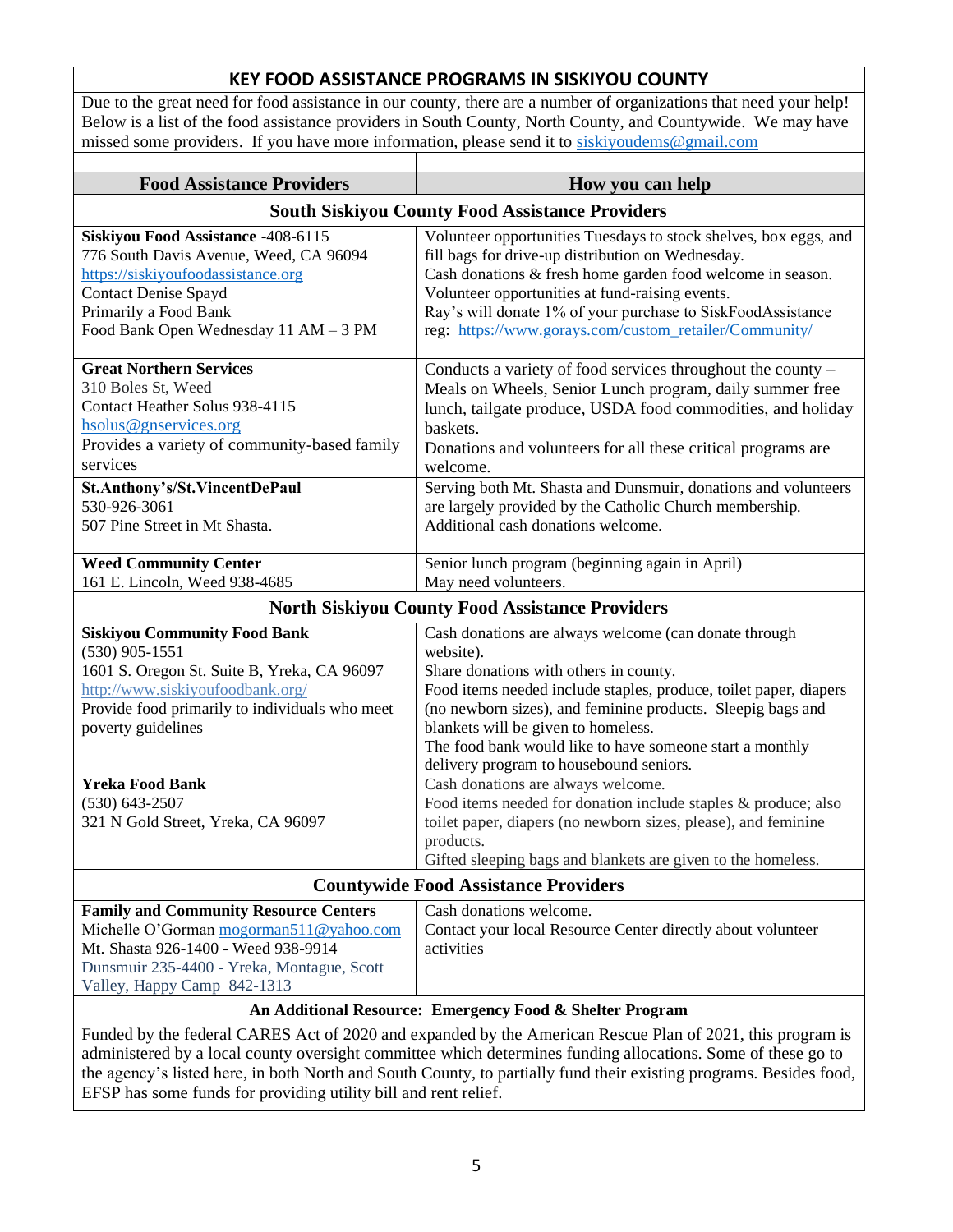## KEY FOOD ASSISTANCE PROGRAMS IN SISKIYOU COUNTY

Due to the great need for food assistance in our county, there are a number of organizations that need your help! Below is a list of the food assistance providers in South County, North County, and Countywide. We may have missed some providers. If you have more information, please send it to siskiyoudems@gmail.com

| Food Assistance Providers | How you can help |
|---|---|
| **South Siskiyou County Food Assistance Providers** | |
| **Siskiyou Food Assistance** -408-6115<br>776 South Davis Avenue, Weed, CA 96094<br>https://siskiyoufoodassistance.org<br>Contact Denise Spayd<br>Primarily a Food Bank<br>Food Bank Open Wednesday 11 AM – 3 PM | Volunteer opportunities Tuesdays to stock shelves, box eggs, and fill bags for drive-up distribution on Wednesday.<br>Cash donations & fresh home garden food welcome in season.<br>Volunteer opportunities at fund-raising events.<br>Ray's will donate 1% of your purchase to SiskFoodAssistance reg: https://www.gorays.com/custom_retailer/Community/ |
| **Great Northern Services**<br>310 Boles St, Weed<br>Contact Heather Solus 938-4115<br>hsolus@gnservices.org<br>Provides a variety of community-based family services | Conducts a variety of food services throughout the county – Meals on Wheels, Senior Lunch program, daily summer free lunch, tailgate produce, USDA food commodities, and holiday baskets.<br>Donations and volunteers for all these critical programs are welcome. |
| **St.Anthony's/St.VincentDePaul**<br>530-926-3061<br>507 Pine Street in Mt Shasta. | Serving both Mt. Shasta and Dunsmuir, donations and volunteers are largely provided by the Catholic Church membership.<br>Additional cash donations welcome. |
| **Weed Community Center**<br>161 E. Lincoln, Weed 938-4685 | Senior lunch program (beginning again in April)<br>May need volunteers. |
| **North Siskiyou County Food Assistance Providers** | |
| **Siskiyou Community Food Bank**<br>(530) 905-1551<br>1601 S. Oregon St. Suite B, Yreka, CA 96097<br>http://www.siskiyoufoodbank.org/<br>Provide food primarily to individuals who meet poverty guidelines | Cash donations are always welcome (can donate through website).<br>Share donations with others in county.<br>Food items needed include staples, produce, toilet paper, diapers (no newborn sizes), and feminine products. Sleepig bags and blankets will be given to homeless.<br>The food bank would like to have someone start a monthly delivery program to housebound seniors. |
| **Yreka Food Bank**<br>(530) 643-2507<br>321 N Gold Street, Yreka, CA 96097 | Cash donations are always welcome.<br>Food items needed for donation include staples & produce; also toilet paper, diapers (no newborn sizes, please), and feminine products.<br>Gifted sleeping bags and blankets are given to the homeless. |
| **Countywide Food Assistance Providers** | |
| **Family and Community Resource Centers**<br>Michelle O'Gorman mogorman511@yahoo.com<br>Mt. Shasta 926-1400 - Weed 938-9914<br>Dunsmuir 235-4400 - Yreka, Montague, Scott Valley, Happy Camp 842-1313 | Cash donations welcome.<br>Contact your local Resource Center directly about volunteer activities |

**An Additional Resource: Emergency Food & Shelter Program**

Funded by the federal CARES Act of 2020 and expanded by the American Rescue Plan of 2021, this program is administered by a local county oversight committee which determines funding allocations. Some of these go to the agency's listed here, in both North and South County, to partially fund their existing programs. Besides food, EFSP has some funds for providing utility bill and rent relief.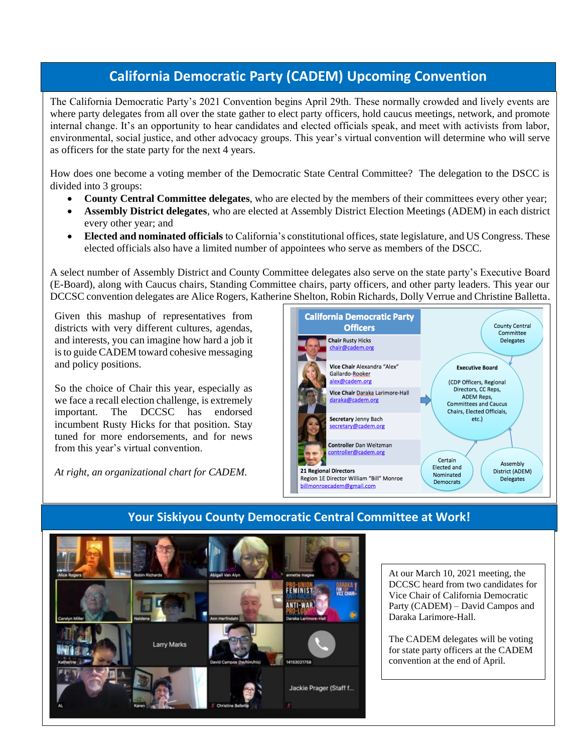## California Democratic Party (CADEM) Upcoming Convention

The California Democratic Party's 2021 Convention begins April 29th. These normally crowded and lively events are where party delegates from all over the state gather to elect party officers, hold caucus meetings, network, and promote internal change. It's an opportunity to hear candidates and elected officials speak, and meet with activists from labor, environmental, social justice, and other advocacy groups. This year's virtual convention will determine who will serve as officers for the state party for the next 4 years.

How does one become a voting member of the Democratic State Central Committee? The delegation to the DSCC is divided into 3 groups:

- **County Central Committee delegates**, who are elected by the members of their committees every other year;
- **Assembly District delegates**, who are elected at Assembly District Election Meetings (ADEM) in each district every other year; and
- **Elected and nominated officials** to California's constitutional offices, state legislature, and US Congress. These elected officials also have a limited number of appointees who serve as members of the DSCC.

A select number of Assembly District and County Committee delegates also serve on the state party's Executive Board (E-Board), along with Caucus chairs, Standing Committee chairs, party officers, and other party leaders. This year our DCCSC convention delegates are Alice Rogers, Katherine Shelton, Robin Richards, Dolly Verrue and Christine Balletta.

Given this mashup of representatives from districts with very different cultures, agendas, and interests, you can imagine how hard a job it is to guide CADEM toward cohesive messaging and policy positions.

So the choice of Chair this year, especially as we face a recall election challenge, is extremely important. The DCCSC has endorsed incumbent Rusty Hicks for that position. Stay tuned for more endorsements, and for news from this year's virtual convention.

*At right, an organizational chart for CADEM.*

**California Democratic Party Officers**

- Chair Rusty Hicks chair@cadem.org
- Vice Chair Alexandra "Alex" Gallardo-Rooker alex@cadem.org
- Vice Chair Daraka Larimore-Hall daraka@cadem.org
- Secretary Jenny Bach secretary@cadem.org
- Controller Dan Weitzman controller@cadem.org
- 21 Regional Directors — Region 1E Director William "Bill" Monroe billmonroecadem@gmail.com

County Central Committee Delegates

Executive Board (CDP Officers, Regional Directors, CC Reps, ADEM Reps, Committees and Caucus Chairs, Elected Officials, etc.)

Certain Elected and Nominated Democrats

Assembly District (ADEM) Delegates

## Your Siskiyou County Democratic Central Committee at Work!

At our March 10, 2021 meeting, the DCCSC heard from two candidates for Vice Chair of California Democratic Party (CADEM) – David Campos and Daraka Larimore-Hall.

The CADEM delegates will be voting for state party officers at the CADEM convention at the end of April.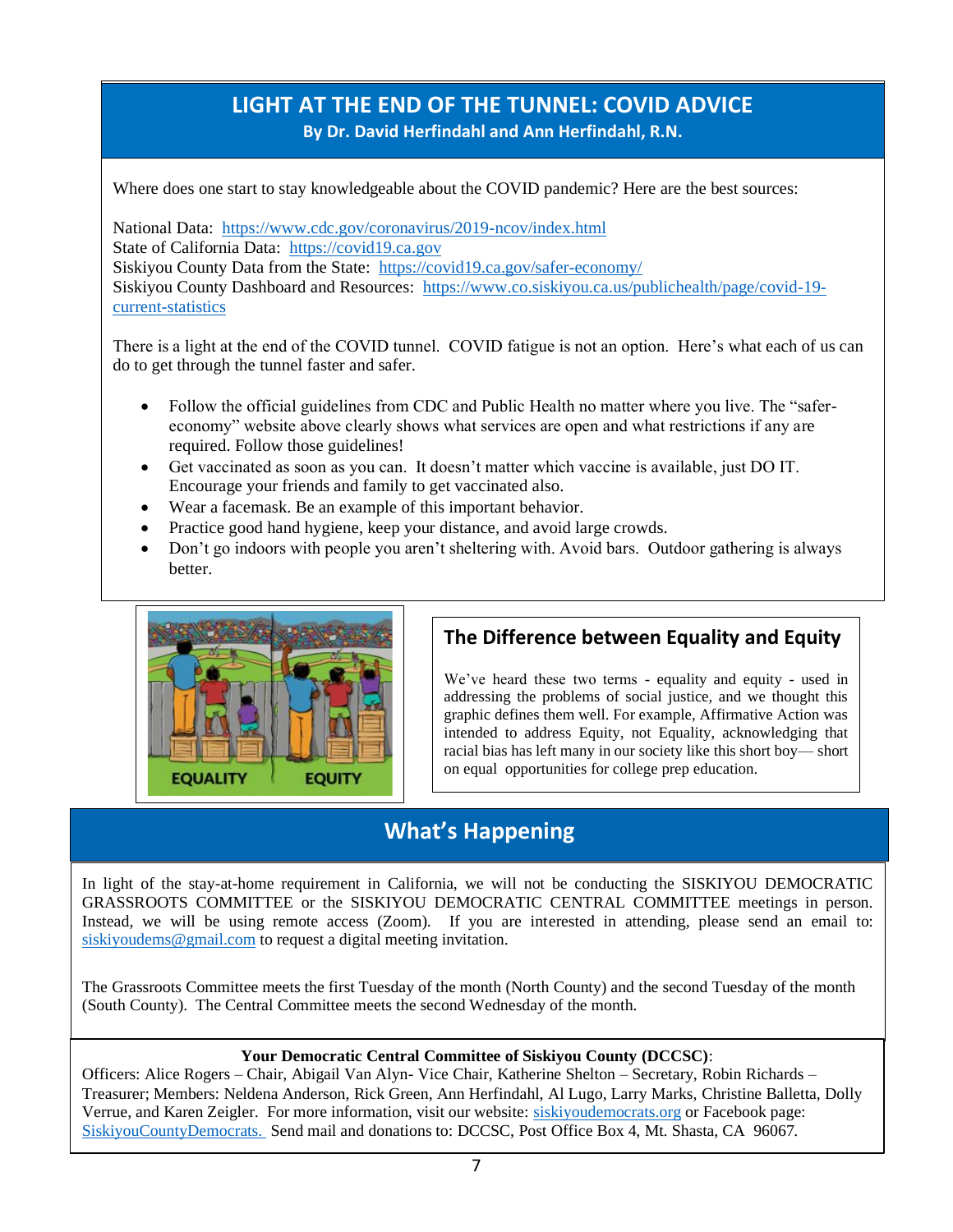## LIGHT AT THE END OF THE TUNNEL: COVID ADVICE

**By Dr. David Herfindahl and Ann Herfindahl, R.N.**

Where does one start to stay knowledgeable about the COVID pandemic? Here are the best sources:

National Data: https://www.cdc.gov/coronavirus/2019-ncov/index.html
State of California Data: https://covid19.ca.gov
Siskiyou County Data from the State: https://covid19.ca.gov/safer-economy/
Siskiyou County Dashboard and Resources: https://www.co.siskiyou.ca.us/publichealth/page/covid-19-current-statistics

There is a light at the end of the COVID tunnel. COVID fatigue is not an option. Here's what each of us can do to get through the tunnel faster and safer.

- Follow the official guidelines from CDC and Public Health no matter where you live. The "safer-economy" website above clearly shows what services are open and what restrictions if any are required. Follow those guidelines!
- Get vaccinated as soon as you can. It doesn't matter which vaccine is available, just DO IT. Encourage your friends and family to get vaccinated also.
- Wear a facemask. Be an example of this important behavior.
- Practice good hand hygiene, keep your distance, and avoid large crowds.
- Don't go indoors with people you aren't sheltering with. Avoid bars. Outdoor gathering is always better.

EQUALITY EQUITY

### The Difference between Equality and Equity

We've heard these two terms - equality and equity - used in addressing the problems of social justice, and we thought this graphic defines them well. For example, Affirmative Action was intended to address Equity, not Equality, acknowledging that racial bias has left many in our society like this short boy— short on equal opportunities for college prep education.

## What's Happening

In light of the stay-at-home requirement in California, we will not be conducting the SISKIYOU DEMOCRATIC GRASSROOTS COMMITTEE or the SISKIYOU DEMOCRATIC CENTRAL COMMITTEE meetings in person. Instead, we will be using remote access (Zoom). If you are interested in attending, please send an email to: siskiyoudems@gmail.com to request a digital meeting invitation.

The Grassroots Committee meets the first Tuesday of the month (North County) and the second Tuesday of the month (South County). The Central Committee meets the second Wednesday of the month.

**Your Democratic Central Committee of Siskiyou County (DCCSC)**:

Officers: Alice Rogers – Chair, Abigail Van Alyn- Vice Chair, Katherine Shelton – Secretary, Robin Richards – Treasurer; Members: Neldena Anderson, Rick Green, Ann Herfindahl, Al Lugo, Larry Marks, Christine Balletta, Dolly Verrue, and Karen Zeigler. For more information, visit our website: siskiyoudemocrats.org or Facebook page: SiskiyouCountyDemocrats. Send mail and donations to: DCCSC, Post Office Box 4, Mt. Shasta, CA 96067.